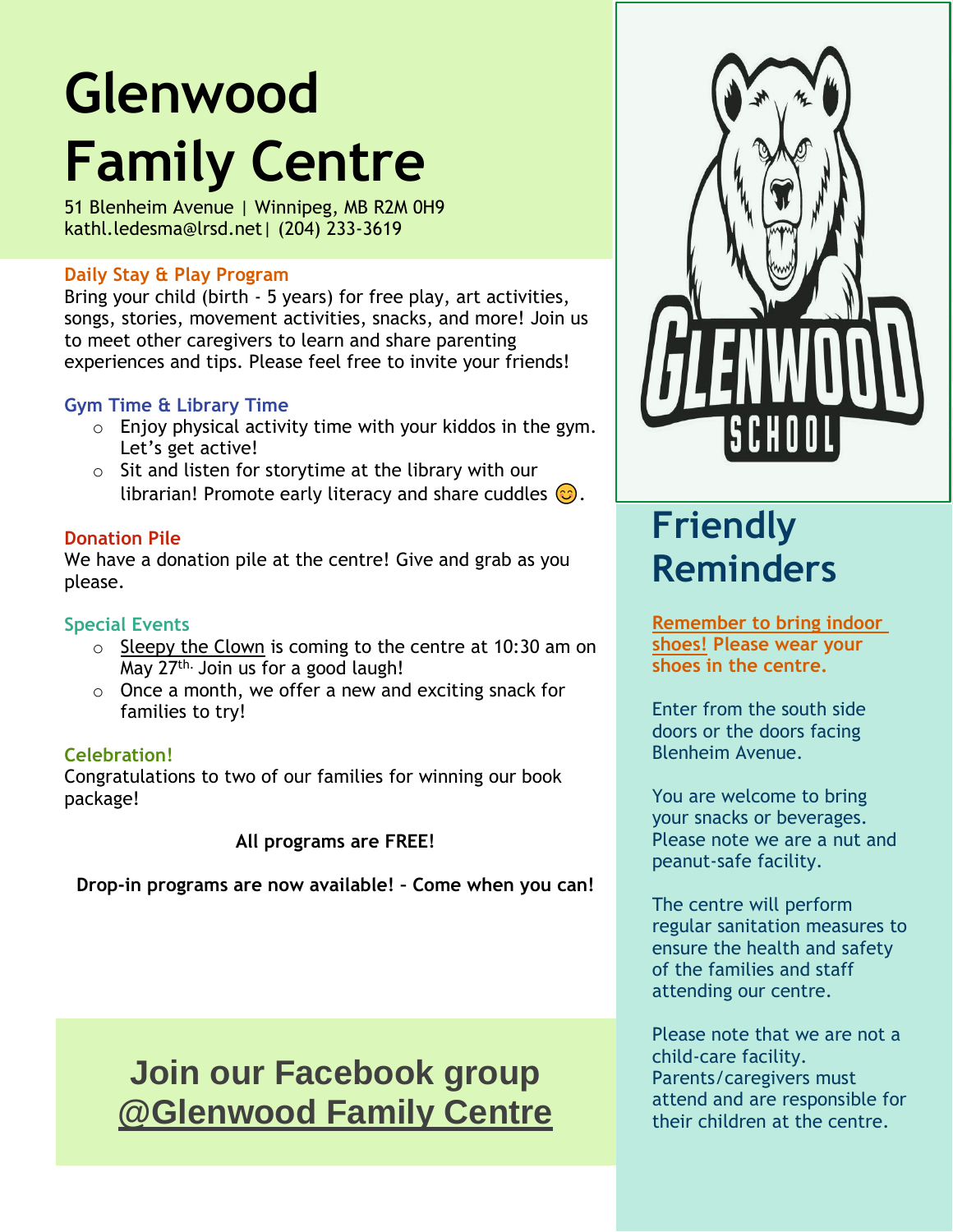# Glenwood Family Centre

51 Blenheim Avenue | Winnipeg, MB R2M 0H9
kathl.ledesma@lrsd.net| (204) 233-3619

### Daily Stay & Play Program

Bring your child (birth - 5 years) for free play, art activities, songs, stories, movement activities, snacks, and more! Join us to meet other caregivers to learn and share parenting experiences and tips. Please feel free to invite your friends!

### Gym Time & Library Time

- Enjoy physical activity time with your kiddos in the gym. Let's get active!
- Sit and listen for storytime at the library with our librarian! Promote early literacy and share cuddles 😊.

### Donation Pile

We have a donation pile at the centre! Give and grab as you please.

### Special Events

- Sleepy the Clown is coming to the centre at 10:30 am on May 27th. Join us for a good laugh!
- Once a month, we offer a new and exciting snack for families to try!

### Celebration!

Congratulations to two of our families for winning our book package!

**All programs are FREE!**

**Drop-in programs are now available! – Come when you can!**

## Join our Facebook group @Glenwood Family Centre

GLENWOOD SCHOOL

## Friendly Reminders

**Remember to bring indoor shoes! Please wear your shoes in the centre.**

Enter from the south side doors or the doors facing Blenheim Avenue.

You are welcome to bring your snacks or beverages. Please note we are a nut and peanut-safe facility.

The centre will perform regular sanitation measures to ensure the health and safety of the families and staff attending our centre.

Please note that we are not a child-care facility. Parents/caregivers must attend and are responsible for their children at the centre.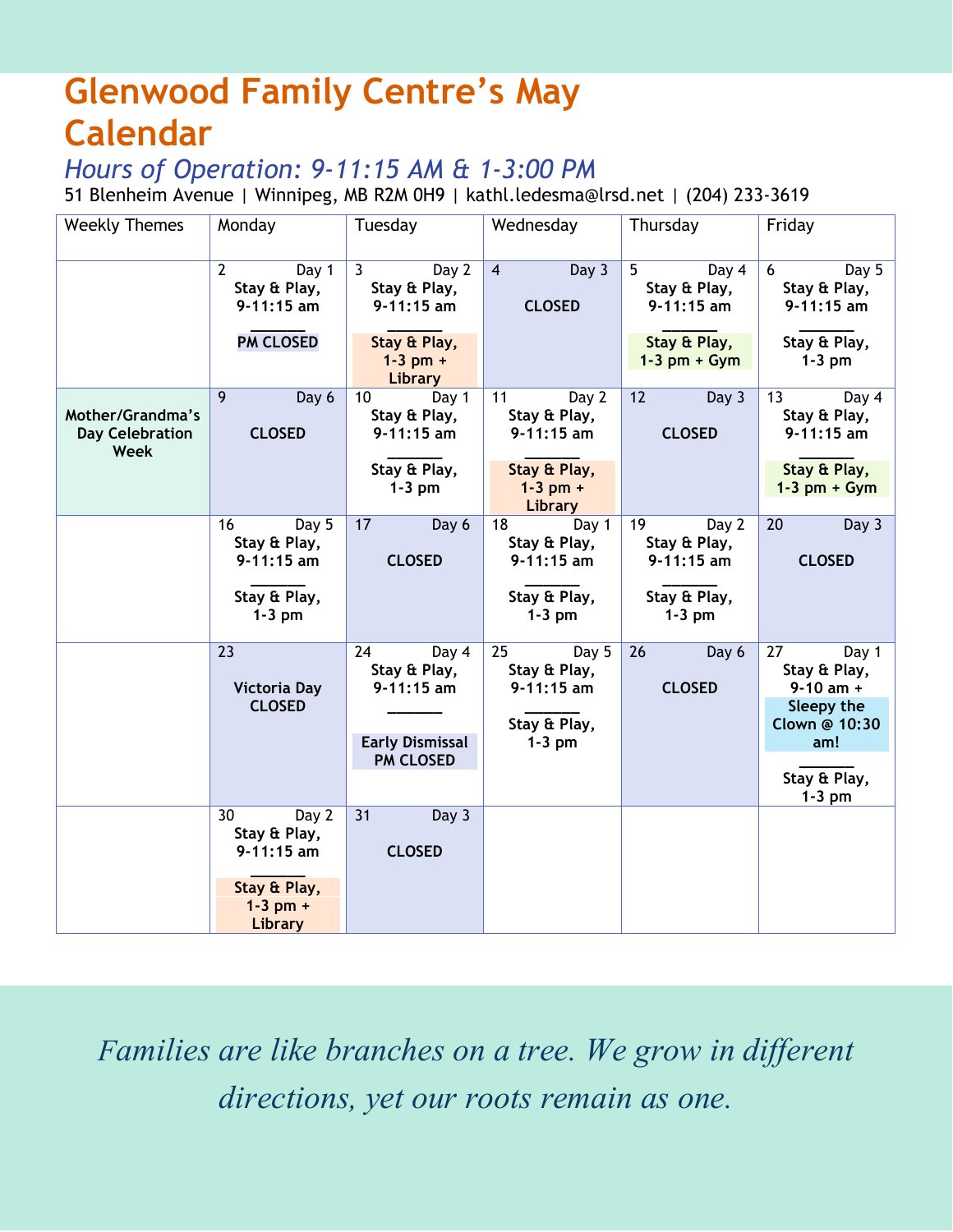# Glenwood Family Centre's May Calendar

## *Hours of Operation: 9-11:15 AM & 1-3:00 PM*

51 Blenheim Avenue | Winnipeg, MB R2M 0H9 | kathl.ledesma@lrsd.net | (204) 233-3619

| Weekly Themes | Monday | Tuesday | Wednesday | Thursday | Friday |
|---|---|---|---|---|---|
| | 2 Day 1<br>**Stay & Play, 9-11:15 am**<br>______<br>**PM CLOSED** | 3 Day 2<br>**Stay & Play, 9-11:15 am**<br>______<br>**Stay & Play, 1-3 pm + Library** | 4 Day 3<br>**CLOSED** | 5 Day 4<br>**Stay & Play, 9-11:15 am**<br>______<br>**Stay & Play, 1-3 pm + Gym** | 6 Day 5<br>**Stay & Play, 9-11:15 am**<br>______<br>**Stay & Play, 1-3 pm** |
| **Mother/Grandma's Day Celebration Week** | 9 Day 6<br>**CLOSED** | 10 Day 1<br>**Stay & Play, 9-11:15 am**<br>______<br>**Stay & Play, 1-3 pm** | 11 Day 2<br>**Stay & Play, 9-11:15 am**<br>______<br>**Stay & Play, 1-3 pm + Library** | 12 Day 3<br>**CLOSED** | 13 Day 4<br>**Stay & Play, 9-11:15 am**<br>______<br>**Stay & Play, 1-3 pm + Gym** |
| | 16 Day 5<br>**Stay & Play, 9-11:15 am**<br>______<br>**Stay & Play, 1-3 pm** | 17 Day 6<br>**CLOSED** | 18 Day 1<br>**Stay & Play, 9-11:15 am**<br>______<br>**Stay & Play, 1-3 pm** | 19 Day 2<br>**Stay & Play, 9-11:15 am**<br>______<br>**Stay & Play, 1-3 pm** | 20 Day 3<br>**CLOSED** |
| | 23<br>**Victoria Day CLOSED** | 24 Day 4<br>**Stay & Play, 9-11:15 am**<br>______<br>**Early Dismissal PM CLOSED** | 25 Day 5<br>**Stay & Play, 9-11:15 am**<br>______<br>**Stay & Play, 1-3 pm** | 26 Day 6<br>**CLOSED** | 27 Day 1<br>**Stay & Play, 9-10 am + Sleepy the Clown @ 10:30 am!**<br>______<br>**Stay & Play, 1-3 pm** |
| | 30 Day 2<br>**Stay & Play, 9-11:15 am**<br>______<br>**Stay & Play, 1-3 pm + Library** | 31 Day 3<br>**CLOSED** | | | |

*Families are like branches on a tree. We grow in different directions, yet our roots remain as one.*